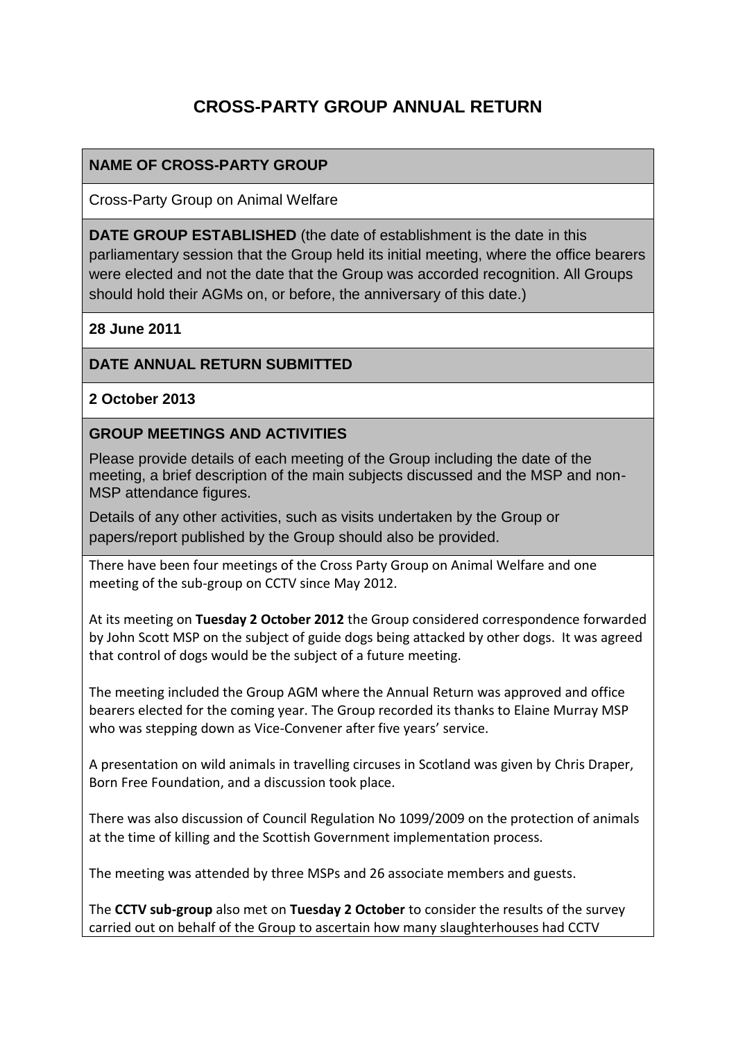# CROSS-PARTY GROUP ANNUAL RETURN

**NAME OF CROSS-PARTY GROUP**

Cross-Party Group on Animal Welfare

**DATE GROUP ESTABLISHED** (the date of establishment is the date in this parliamentary session that the Group held its initial meeting, where the office bearers were elected and not the date that the Group was accorded recognition. All Groups should hold their AGMs on, or before, the anniversary of this date.)

**28 June 2011**

**DATE ANNUAL RETURN SUBMITTED**

**2 October 2013**

**GROUP MEETINGS AND ACTIVITIES**

Please provide details of each meeting of the Group including the date of the meeting, a brief description of the main subjects discussed and the MSP and non-MSP attendance figures.

Details of any other activities, such as visits undertaken by the Group or papers/report published by the Group should also be provided.

There have been four meetings of the Cross Party Group on Animal Welfare and one meeting of the sub-group on CCTV since May 2012.

At its meeting on **Tuesday 2 October 2012** the Group considered correspondence forwarded by John Scott MSP on the subject of guide dogs being attacked by other dogs. It was agreed that control of dogs would be the subject of a future meeting.

The meeting included the Group AGM where the Annual Return was approved and office bearers elected for the coming year. The Group recorded its thanks to Elaine Murray MSP who was stepping down as Vice-Convener after five years' service.

A presentation on wild animals in travelling circuses in Scotland was given by Chris Draper, Born Free Foundation, and a discussion took place.

There was also discussion of Council Regulation No 1099/2009 on the protection of animals at the time of killing and the Scottish Government implementation process.

The meeting was attended by three MSPs and 26 associate members and guests.

The **CCTV sub-group** also met on **Tuesday 2 October** to consider the results of the survey carried out on behalf of the Group to ascertain how many slaughterhouses had CCTV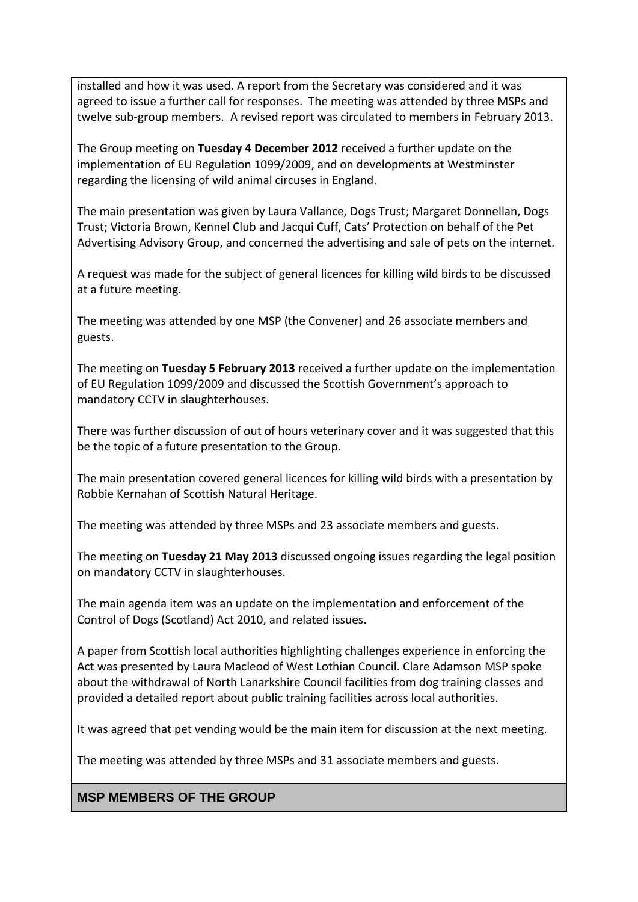installed and how it was used. A report from the Secretary was considered and it was agreed to issue a further call for responses. The meeting was attended by three MSPs and twelve sub-group members. A revised report was circulated to members in February 2013.

The Group meeting on **Tuesday 4 December 2012** received a further update on the implementation of EU Regulation 1099/2009, and on developments at Westminster regarding the licensing of wild animal circuses in England.

The main presentation was given by Laura Vallance, Dogs Trust; Margaret Donnellan, Dogs Trust; Victoria Brown, Kennel Club and Jacqui Cuff, Cats' Protection on behalf of the Pet Advertising Advisory Group, and concerned the advertising and sale of pets on the internet.

A request was made for the subject of general licences for killing wild birds to be discussed at a future meeting.

The meeting was attended by one MSP (the Convener) and 26 associate members and guests.

The meeting on **Tuesday 5 February 2013** received a further update on the implementation of EU Regulation 1099/2009 and discussed the Scottish Government's approach to mandatory CCTV in slaughterhouses.

There was further discussion of out of hours veterinary cover and it was suggested that this be the topic of a future presentation to the Group.

The main presentation covered general licences for killing wild birds with a presentation by Robbie Kernahan of Scottish Natural Heritage.

The meeting was attended by three MSPs and 23 associate members and guests.

The meeting on **Tuesday 21 May 2013** discussed ongoing issues regarding the legal position on mandatory CCTV in slaughterhouses.

The main agenda item was an update on the implementation and enforcement of the Control of Dogs (Scotland) Act 2010, and related issues.

A paper from Scottish local authorities highlighting challenges experience in enforcing the Act was presented by Laura Macleod of West Lothian Council. Clare Adamson MSP spoke about the withdrawal of North Lanarkshire Council facilities from dog training classes and provided a detailed report about public training facilities across local authorities.

It was agreed that pet vending would be the main item for discussion at the next meeting.

The meeting was attended by three MSPs and 31 associate members and guests.

## MSP MEMBERS OF THE GROUP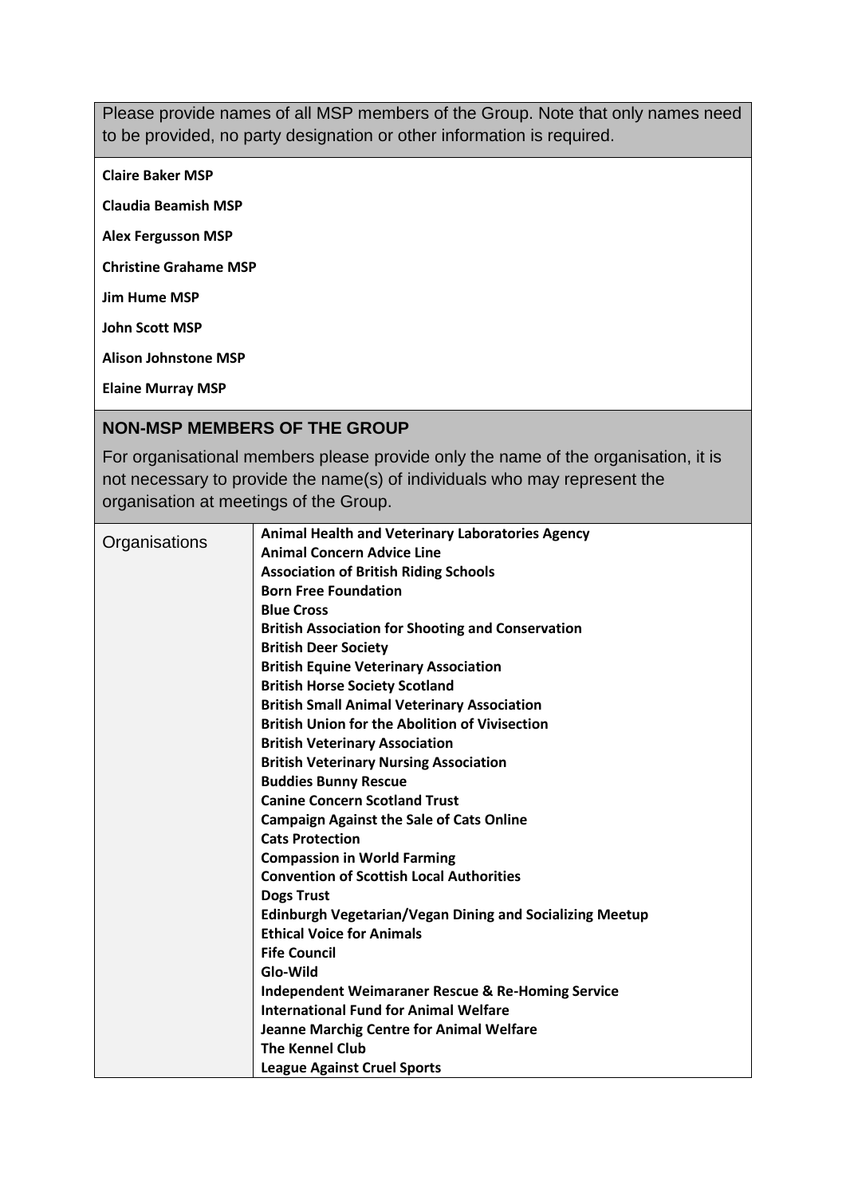Please provide names of all MSP members of the Group. Note that only names need to be provided, no party designation or other information is required.

**Claire Baker MSP**

**Claudia Beamish MSP**

**Alex Fergusson MSP**

**Christine Grahame MSP**

**Jim Hume MSP**

**John Scott MSP**

**Alison Johnstone MSP**

**Elaine Murray MSP**

## NON-MSP MEMBERS OF THE GROUP

For organisational members please provide only the name of the organisation, it is not necessary to provide the name(s) of individuals who may represent the organisation at meetings of the Group.

| Organisations | **Animal Health and Veterinary Laboratories Agency**<br>**Animal Concern Advice Line**<br>**Association of British Riding Schools**<br>**Born Free Foundation**<br>**Blue Cross**<br>**British Association for Shooting and Conservation**<br>**British Deer Society**<br>**British Equine Veterinary Association**<br>**British Horse Society Scotland**<br>**British Small Animal Veterinary Association**<br>**British Union for the Abolition of Vivisection**<br>**British Veterinary Association**<br>**British Veterinary Nursing Association**<br>**Buddies Bunny Rescue**<br>**Canine Concern Scotland Trust**<br>**Campaign Against the Sale of Cats Online**<br>**Cats Protection**<br>**Compassion in World Farming**<br>**Convention of Scottish Local Authorities**<br>**Dogs Trust**<br>**Edinburgh Vegetarian/Vegan Dining and Socializing Meetup**<br>**Ethical Voice for Animals**<br>**Fife Council**<br>**Glo-Wild**<br>**Independent Weimaraner Rescue & Re-Homing Service**<br>**International Fund for Animal Welfare**<br>**Jeanne Marchig Centre for Animal Welfare**<br>**The Kennel Club**<br>**League Against Cruel Sports** |
|---|---|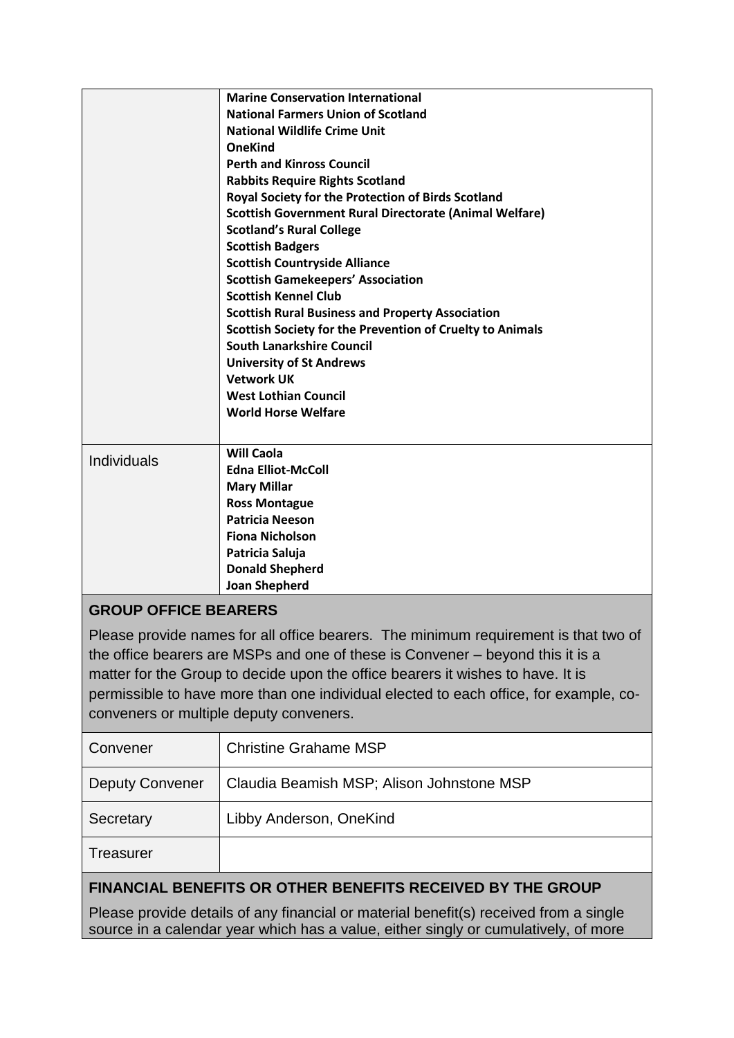| | |
|---|---|
| | **Marine Conservation International**<br>**National Farmers Union of Scotland**<br>**National Wildlife Crime Unit**<br>**OneKind**<br>**Perth and Kinross Council**<br>**Rabbits Require Rights Scotland**<br>**Royal Society for the Protection of Birds Scotland**<br>**Scottish Government Rural Directorate (Animal Welfare)**<br>**Scotland's Rural College**<br>**Scottish Badgers**<br>**Scottish Countryside Alliance**<br>**Scottish Gamekeepers' Association**<br>**Scottish Kennel Club**<br>**Scottish Rural Business and Property Association**<br>**Scottish Society for the Prevention of Cruelty to Animals**<br>**South Lanarkshire Council**<br>**University of St Andrews**<br>**Vetwork UK**<br>**West Lothian Council**<br>**World Horse Welfare** |
| Individuals | **Will Caola**<br>**Edna Elliot-McColl**<br>**Mary Millar**<br>**Ross Montague**<br>**Patricia Neeson**<br>**Fiona Nicholson**<br>**Patricia Saluja**<br>**Donald Shepherd**<br>**Joan Shepherd** |

## GROUP OFFICE BEARERS

Please provide names for all office bearers. The minimum requirement is that two of the office bearers are MSPs and one of these is Convener – beyond this it is a matter for the Group to decide upon the office bearers it wishes to have. It is permissible to have more than one individual elected to each office, for example, co-conveners or multiple deputy conveners.

| | |
|---|---|
| Convener | Christine Grahame MSP |
| Deputy Convener | Claudia Beamish MSP; Alison Johnstone MSP |
| Secretary | Libby Anderson, OneKind |
| Treasurer | |

## FINANCIAL BENEFITS OR OTHER BENEFITS RECEIVED BY THE GROUP

Please provide details of any financial or material benefit(s) received from a single source in a calendar year which has a value, either singly or cumulatively, of more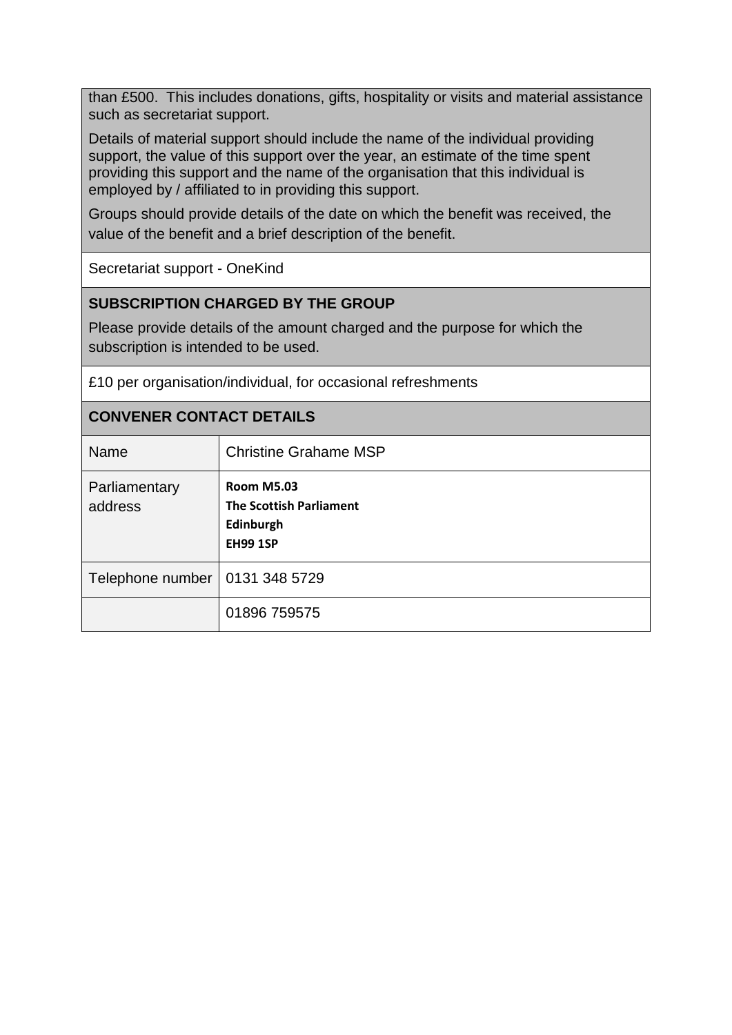than £500. This includes donations, gifts, hospitality or visits and material assistance such as secretariat support.

Details of material support should include the name of the individual providing support, the value of this support over the year, an estimate of the time spent providing this support and the name of the organisation that this individual is employed by / affiliated to in providing this support.

Groups should provide details of the date on which the benefit was received, the value of the benefit and a brief description of the benefit.

Secretariat support - OneKind

**SUBSCRIPTION CHARGED BY THE GROUP**

Please provide details of the amount charged and the purpose for which the subscription is intended to be used.

£10 per organisation/individual, for occasional refreshments

**CONVENER CONTACT DETAILS**

| | |
|---|---|
| Name | Christine Grahame MSP |
| Parliamentary address | **Room M5.03**<br>**The Scottish Parliament**<br>**Edinburgh**<br>**EH99 1SP** |
| Telephone number | 0131 348 5729 |
| | 01896 759575 |